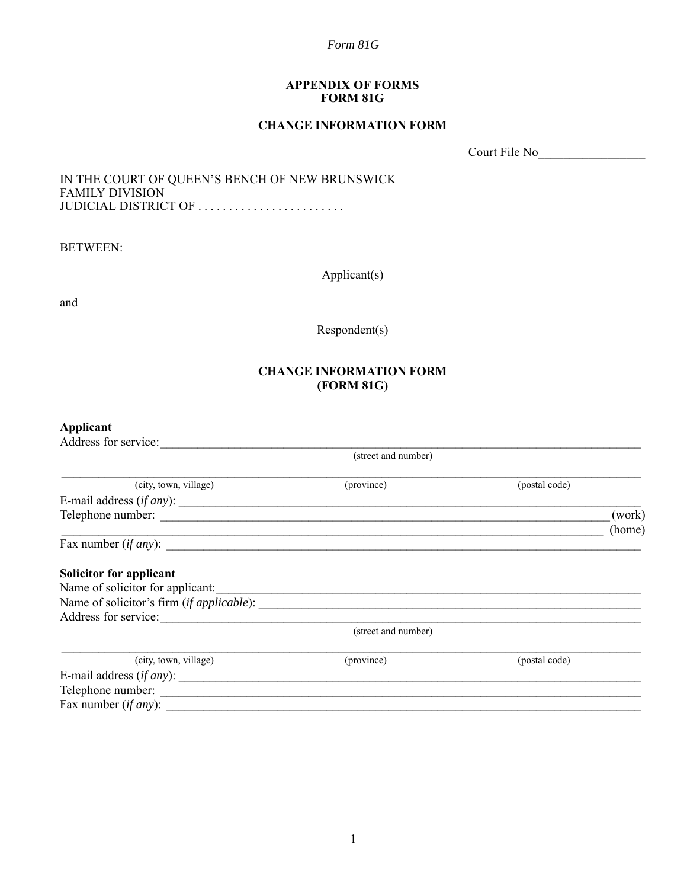## APPENDIX OF FORMS
## FORM 81G

## CHANGE INFORMATION FORM

Court File No_________________

IN THE COURT OF QUEEN'S BENCH OF NEW BRUNSWICK
FAMILY DIVISION
JUDICIAL DISTRICT OF . . . . . . . . . . . . . . . . . . . . . . . .

BETWEEN:

Applicant(s)

and

Respondent(s)

## CHANGE INFORMATION FORM
## (FORM 81G)

**Applicant**

Address for service:_______________________________________________________________
(street and number)

___________________________________________________________________________
(city, town, village) (province) (postal code)

E-mail address (*if any*): ____________________________________________________________

Telephone number: ___________________________________________________________ (work)

___________________________________________________________________________ (home)

Fax number (*if any*): ______________________________________________________________

**Solicitor for applicant**

Name of solicitor for applicant:________________________________________________________

Name of solicitor's firm (*if applicable*): ________________________________________________

Address for service:_______________________________________________________________
(street and number)

___________________________________________________________________________
(city, town, village) (province) (postal code)

E-mail address (*if any*): ____________________________________________________________

Telephone number: ________________________________________________________________

Fax number (*if any*): ______________________________________________________________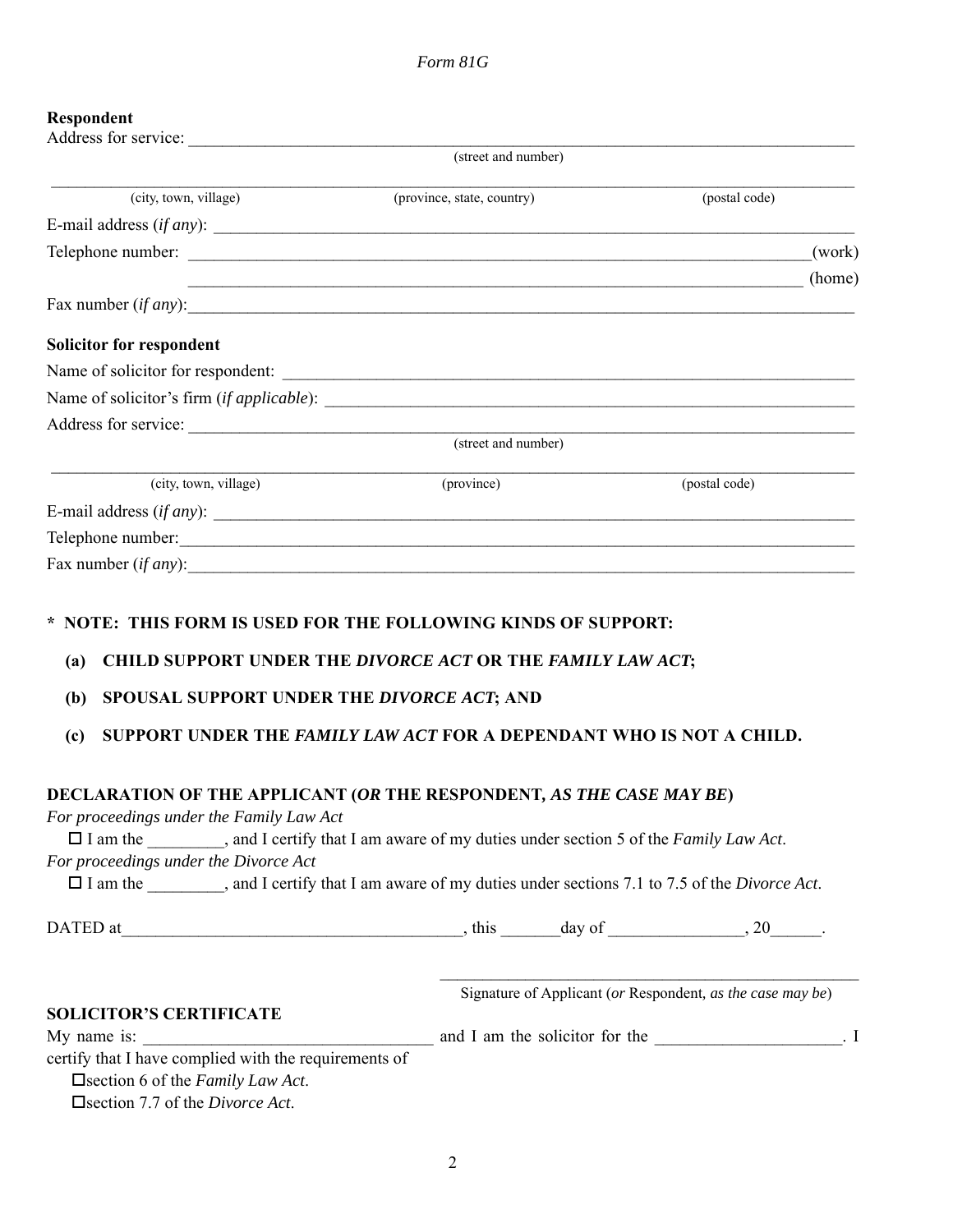*Form 81G*

**Respondent**

Address for service: ______________________________________________________________________
(street and number)

______________________________________________________________________
(city, town, village) (province, state, country) (postal code)

E-mail address (*if any*): ______________________________________________________________________

Telephone number: ______________________________________________________________________(work)

______________________________________________________________________ (home)

Fax number (*if any*):______________________________________________________________________

**Solicitor for respondent**

Name of solicitor for respondent: ______________________________________________________________________

Name of solicitor's firm (*if applicable*): ______________________________________________________________________

Address for service: ______________________________________________________________________
(street and number)

______________________________________________________________________
(city, town, village) (province) (postal code)

E-mail address (*if any*): ______________________________________________________________________

Telephone number:______________________________________________________________________

Fax number (*if any*):______________________________________________________________________

**\* NOTE: THIS FORM IS USED FOR THE FOLLOWING KINDS OF SUPPORT:**

**(a) CHILD SUPPORT UNDER THE *DIVORCE ACT* OR THE *FAMILY LAW ACT*;**

**(b) SPOUSAL SUPPORT UNDER THE *DIVORCE ACT*; AND**

**(c) SUPPORT UNDER THE *FAMILY LAW ACT* FOR A DEPENDANT WHO IS NOT A CHILD.**

**DECLARATION OF THE APPLICANT (*OR* THE RESPONDENT, *AS THE CASE MAY BE*)**

*For proceedings under the Family Law Act*

☐ I am the _________, and I certify that I am aware of my duties under section 5 of the *Family Law Act*.

*For proceedings under the Divorce Act*

☐ I am the _________, and I certify that I am aware of my duties under sections 7.1 to 7.5 of the *Divorce Act*.

DATED at________________________________________, this _______day of ________________, 20______.

______________________________________________
Signature of Applicant (*or* Respondent, *as the case may be*)

**SOLICITOR'S CERTIFICATE**

My name is: __________________________________ and I am the solicitor for the ______________________. I certify that I have complied with the requirements of

☐section 6 of the *Family Law Act*.

☐section 7.7 of the *Divorce Act*.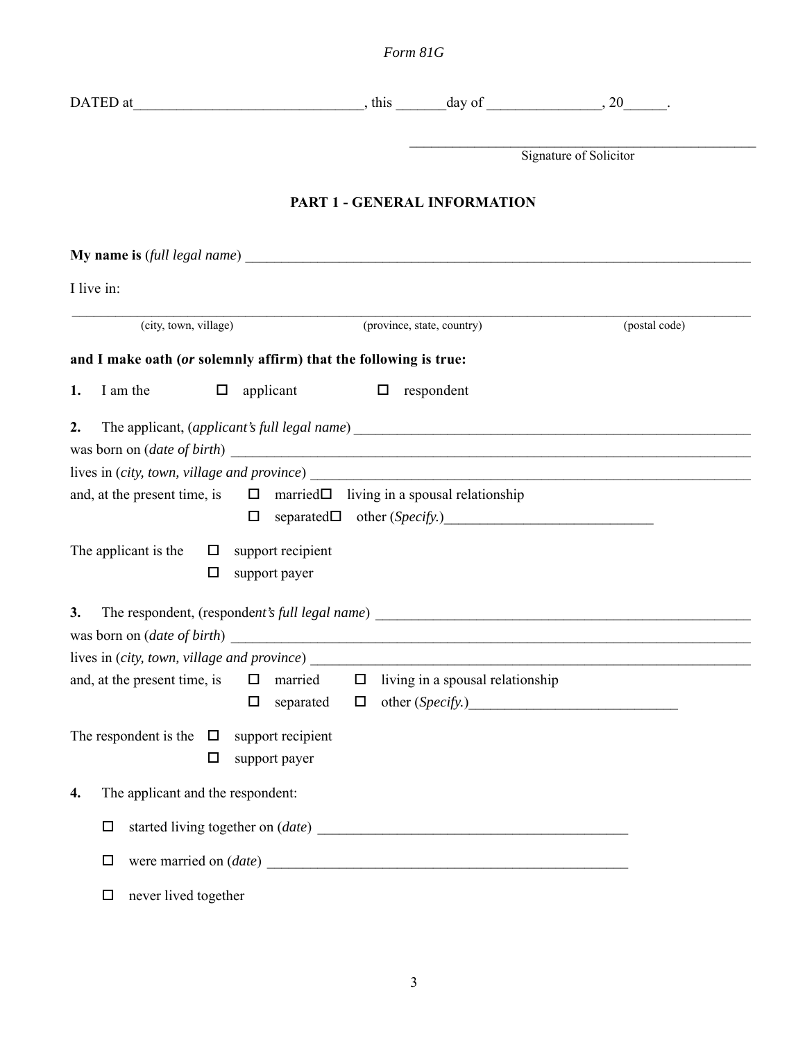*Form 81G*

DATED at_______________________________, this _______day of _______________, 20______.

_______________________________________________
Signature of Solicitor

## PART 1 - GENERAL INFORMATION

**My name is** (*full legal name*) ___________________________________________________________________

I live in:

_____________________________________________________________________________________________
(city, town, village) (province, state, country) (postal code)

**and I make oath (*or* solemnly affirm) that the following is true:**

**1.** I am the ☐ applicant ☐ respondent

**2.** The applicant, (*applicant's full legal name*) ______________________________________________________
was born on (*date of birth*) _______________________________________________________________________
lives in (*city, town, village and province*) ____________________________________________________________
and, at the present time, is ☐ married ☐ living in a spousal relationship
☐ separated ☐ other (*Specify.*)_____________________________

The applicant is the ☐ support recipient
☐ support payer

**3.** The respondent, (*respondent's full legal name*) ____________________________________________________
was born on (*date of birth*) _______________________________________________________________________
lives in (*city, town, village and province*) ____________________________________________________________
and, at the present time, is ☐ married ☐ living in a spousal relationship
☐ separated ☐ other (*Specify.*)____________________________

The respondent is the ☐ support recipient
☐ support payer

**4.** The applicant and the respondent:

☐ started living together on (*date*) __________________________________________

☐ were married on (*date*) ___________________________________________________

☐ never lived together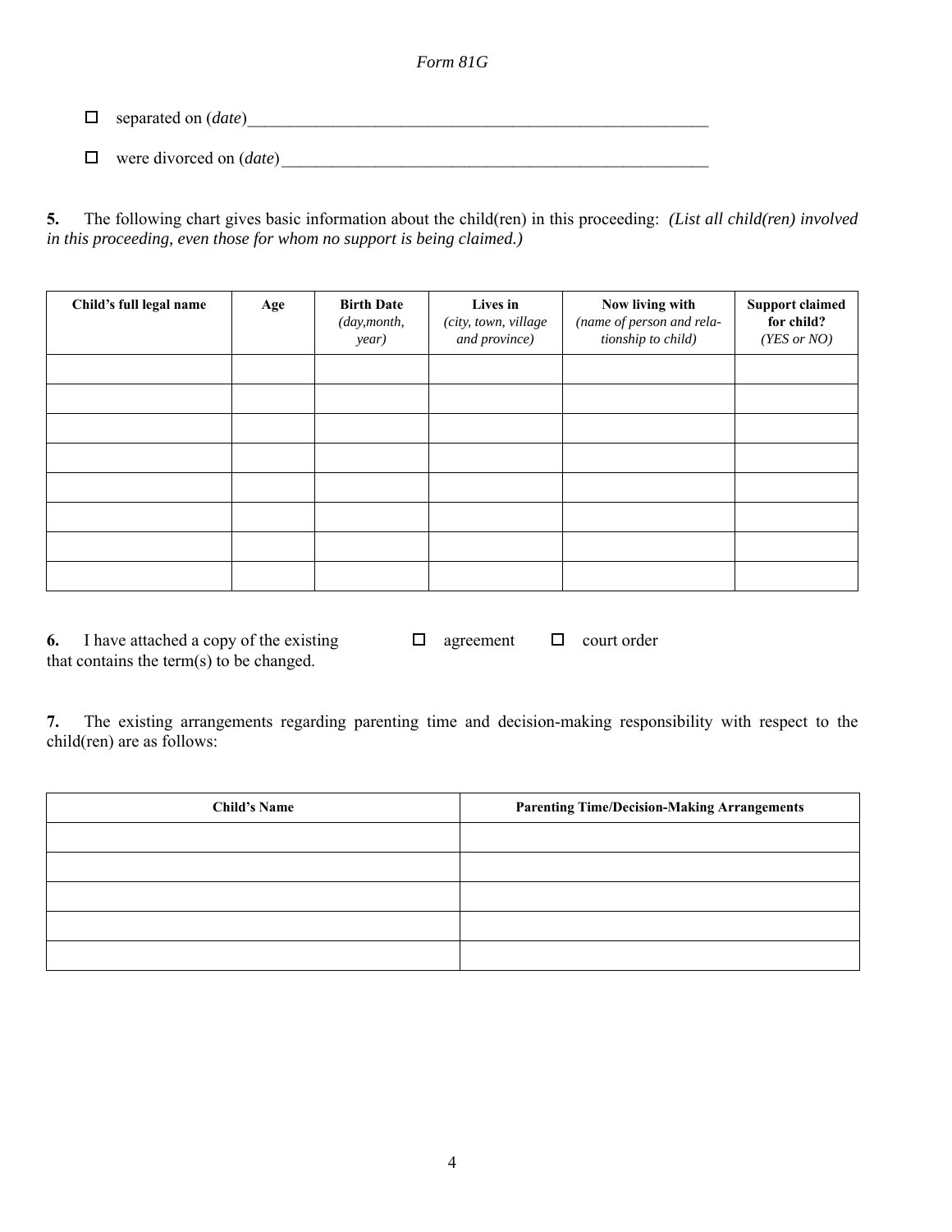*Form 81G*

☐ separated on (*date*)\_\_\_\_\_\_\_\_\_\_\_\_\_\_\_\_\_\_\_\_\_\_\_\_\_\_\_\_\_\_\_\_\_\_\_\_\_\_\_\_\_\_\_\_\_\_\_\_\_\_\_\_

☐ were divorced on (*date*)\_\_\_\_\_\_\_\_\_\_\_\_\_\_\_\_\_\_\_\_\_\_\_\_\_\_\_\_\_\_\_\_\_\_\_\_\_\_\_\_\_\_\_\_\_\_\_\_

**5.** The following chart gives basic information about the child(ren) in this proceeding: *(List all child(ren) involved in this proceeding, even those for whom no support is being claimed.)*

| **Child's full legal name** | **Age** | **Birth Date** *(day,month, year)* | **Lives in** *(city, town, village and province)* | **Now living with** *(name of person and relationship to child)* | **Support claimed for child?** *(YES or NO)* |
|---|---|---|---|---|---|
| | | | | | |
| | | | | | |
| | | | | | |
| | | | | | |
| | | | | | |
| | | | | | |
| | | | | | |
| | | | | | |

**6.** I have attached a copy of the existing ☐ agreement ☐ court order that contains the term(s) to be changed.

**7.** The existing arrangements regarding parenting time and decision-making responsibility with respect to the child(ren) are as follows:

| **Child's Name** | **Parenting Time/Decision-Making Arrangements** |
|---|---|
| | |
| | |
| | |
| | |
| | |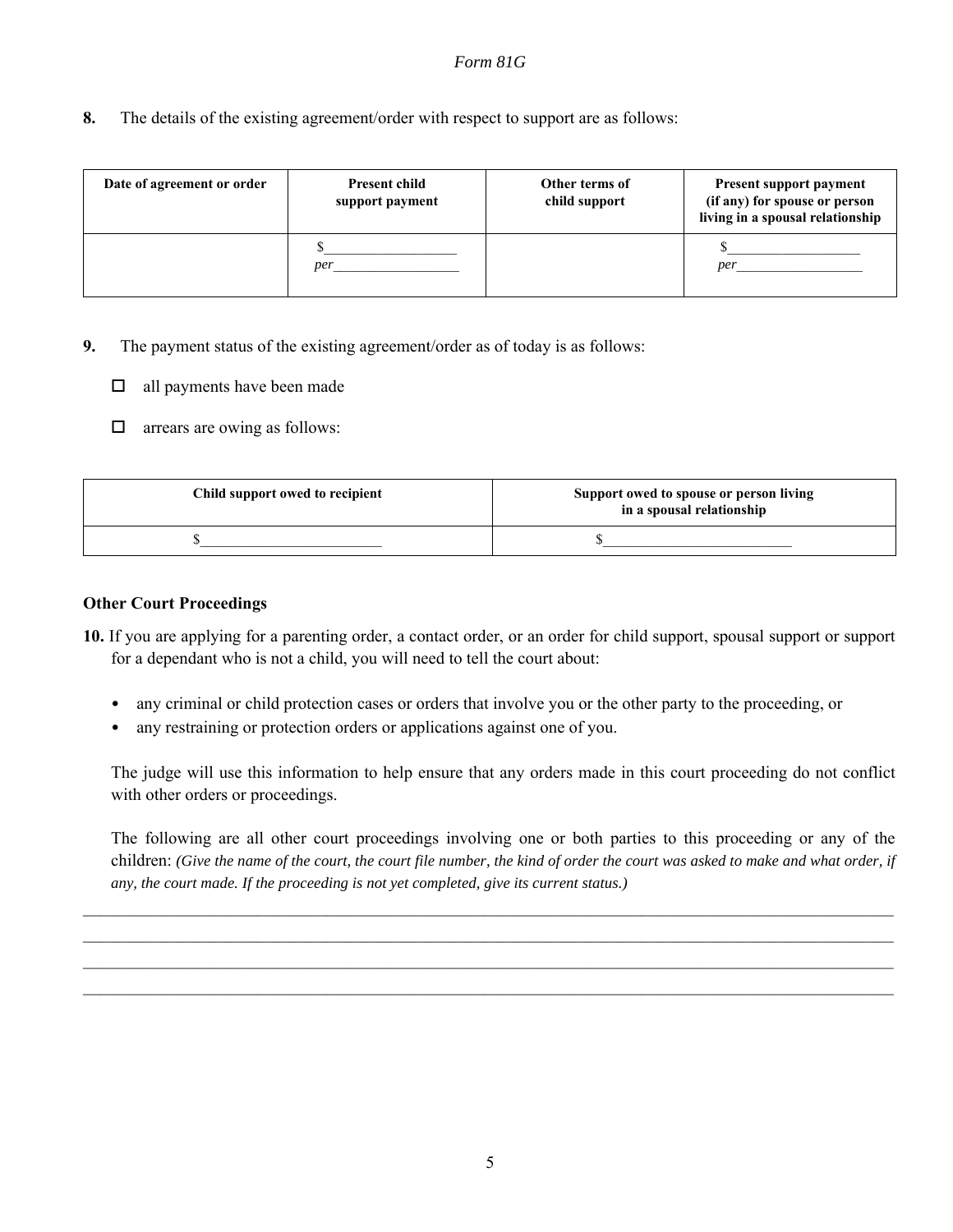Form 81G

**8.** The details of the existing agreement/order with respect to support are as follows:

| Date of agreement or order | Present child support payment | Other terms of child support | Present support payment (if any) for spouse or person living in a spousal relationship |
|---|---|---|---|
| | $__________________ per_________________ | | $__________________ per_________________ |

**9.** The payment status of the existing agreement/order as of today is as follows:

☐ all payments have been made

☐ arrears are owing as follows:

| Child support owed to recipient | Support owed to spouse or person living in a spousal relationship |
|---|---|
| $________________________ | $_________________________ |

**Other Court Proceedings**

**10.** If you are applying for a parenting order, a contact order, or an order for child support, spousal support or support for a dependant who is not a child, you will need to tell the court about:

- any criminal or child protection cases or orders that involve you or the other party to the proceeding, or
- any restraining or protection orders or applications against one of you.

The judge will use this information to help ensure that any orders made in this court proceeding do not conflict with other orders or proceedings.

The following are all other court proceedings involving one or both parties to this proceeding or any of the children: *(Give the name of the court, the court file number, the kind of order the court was asked to make and what order, if any, the court made. If the proceeding is not yet completed, give its current status.)*

______________________________________________________________________________________________

______________________________________________________________________________________________

______________________________________________________________________________________________

______________________________________________________________________________________________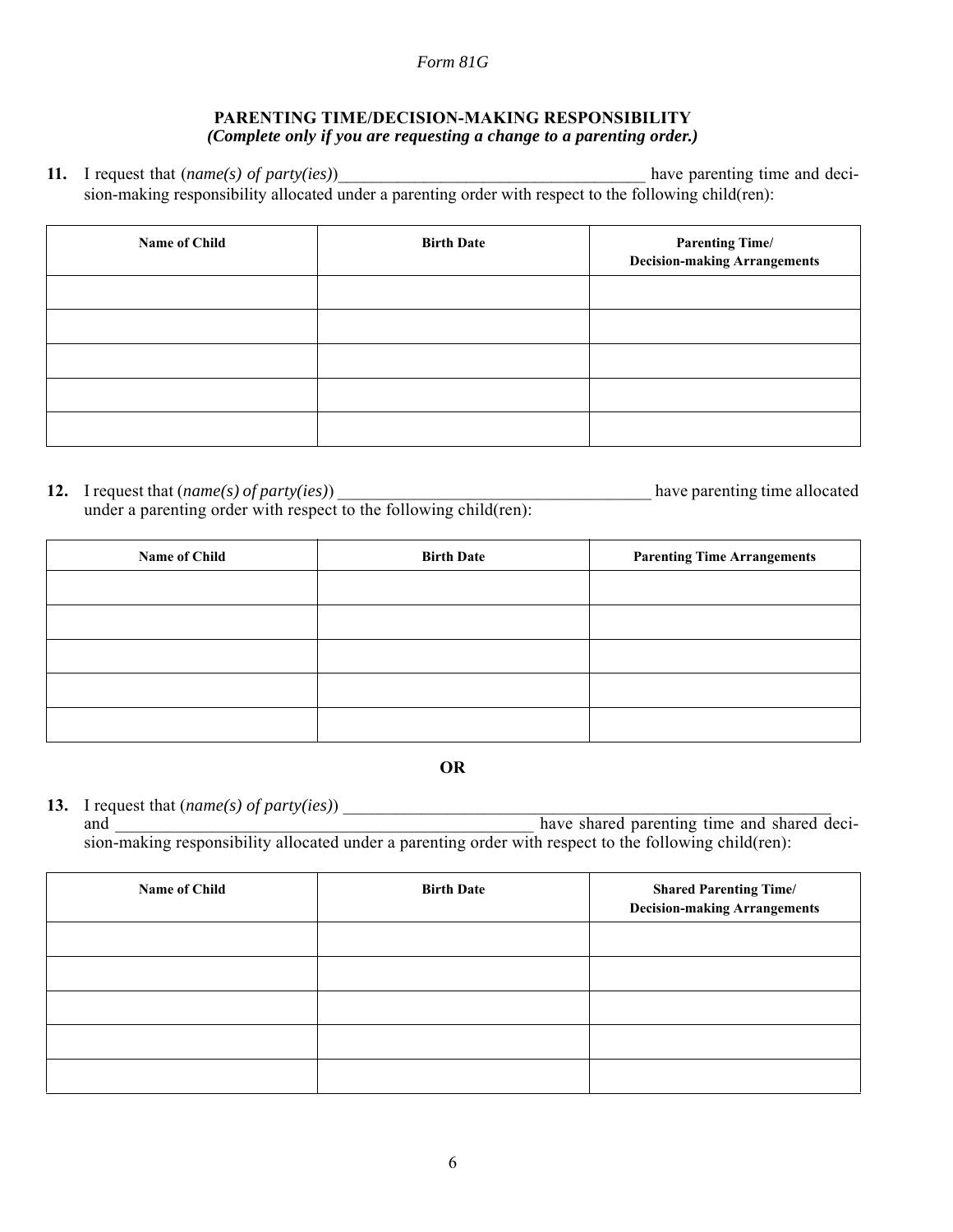Form 81G

## PARENTING TIME/DECISION-MAKING RESPONSIBILITY

***(Complete only if you are requesting a change to a parenting order.)***

**11.** I request that (*name(s) of party(ies)*)___________________________________ have parenting time and decision-making responsibility allocated under a parenting order with respect to the following child(ren):

| Name of Child | Birth Date | Parenting Time/ Decision-making Arrangements |
|---|---|---|
| | | |
| | | |
| | | |
| | | |
| | | |

**12.** I request that (*name(s) of party(ies)*) ___________________________________ have parenting time allocated under a parenting order with respect to the following child(ren):

| Name of Child | Birth Date | Parenting Time Arrangements |
|---|---|---|
| | | |
| | | |
| | | |
| | | |
| | | |

**OR**

**13.** I request that (*name(s) of party(ies)*) ________________________________________________________ and ______________________________________________ have shared parenting time and shared decision-making responsibility allocated under a parenting order with respect to the following child(ren):

| Name of Child | Birth Date | Shared Parenting Time/ Decision-making Arrangements |
|---|---|---|
| | | |
| | | |
| | | |
| | | |
| | | |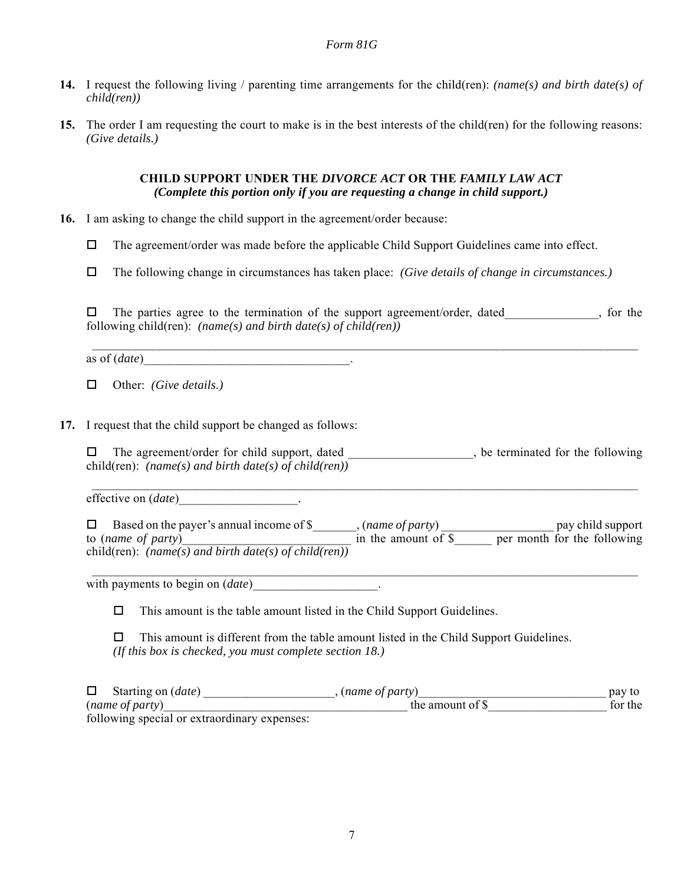*Form 81G*

**14.** I request the following living / parenting time arrangements for the child(ren): *(name(s) and birth date(s) of child(ren))*

**15.** The order I am requesting the court to make is in the best interests of the child(ren) for the following reasons: *(Give details.)*

### CHILD SUPPORT UNDER THE *DIVORCE ACT* OR THE *FAMILY LAW ACT*
***(Complete this portion only if you are requesting a change in child support.)***

**16.** I am asking to change the child support in the agreement/order because:

☐ The agreement/order was made before the applicable Child Support Guidelines came into effect.

☐ The following change in circumstances has taken place: *(Give details of change in circumstances.)*

☐ The parties agree to the termination of the support agreement/order, dated_______________, for the following child(ren): *(name(s) and birth date(s) of child(ren))*

_______________________________________________________________________________________

as of (*date*)_________________________________.

☐ Other: *(Give details.)*

**17.** I request that the child support be changed as follows:

☐ The agreement/order for child support, dated ____________________, be terminated for the following child(ren): *(name(s) and birth date(s) of child(ren))*

_______________________________________________________________________________________

effective on (*date*)___________________.

☐ Based on the payer's annual income of $_______, (*name of party*) __________________ pay child support to (*name of party*)___________________________ in the amount of $______ per month for the following child(ren): *(name(s) and birth date(s) of child(ren))*

_______________________________________________________________________________________

with payments to begin on (*date*)____________________.

☐ This amount is the table amount listed in the Child Support Guidelines.

☐ This amount is different from the table amount listed in the Child Support Guidelines.
*(If this box is checked, you must complete section 18.)*

☐ Starting on (*date*) _____________________, (*name of party*)______________________________ pay to (*name of party*)________________________________________ the amount of $___________________ for the following special or extraordinary expenses: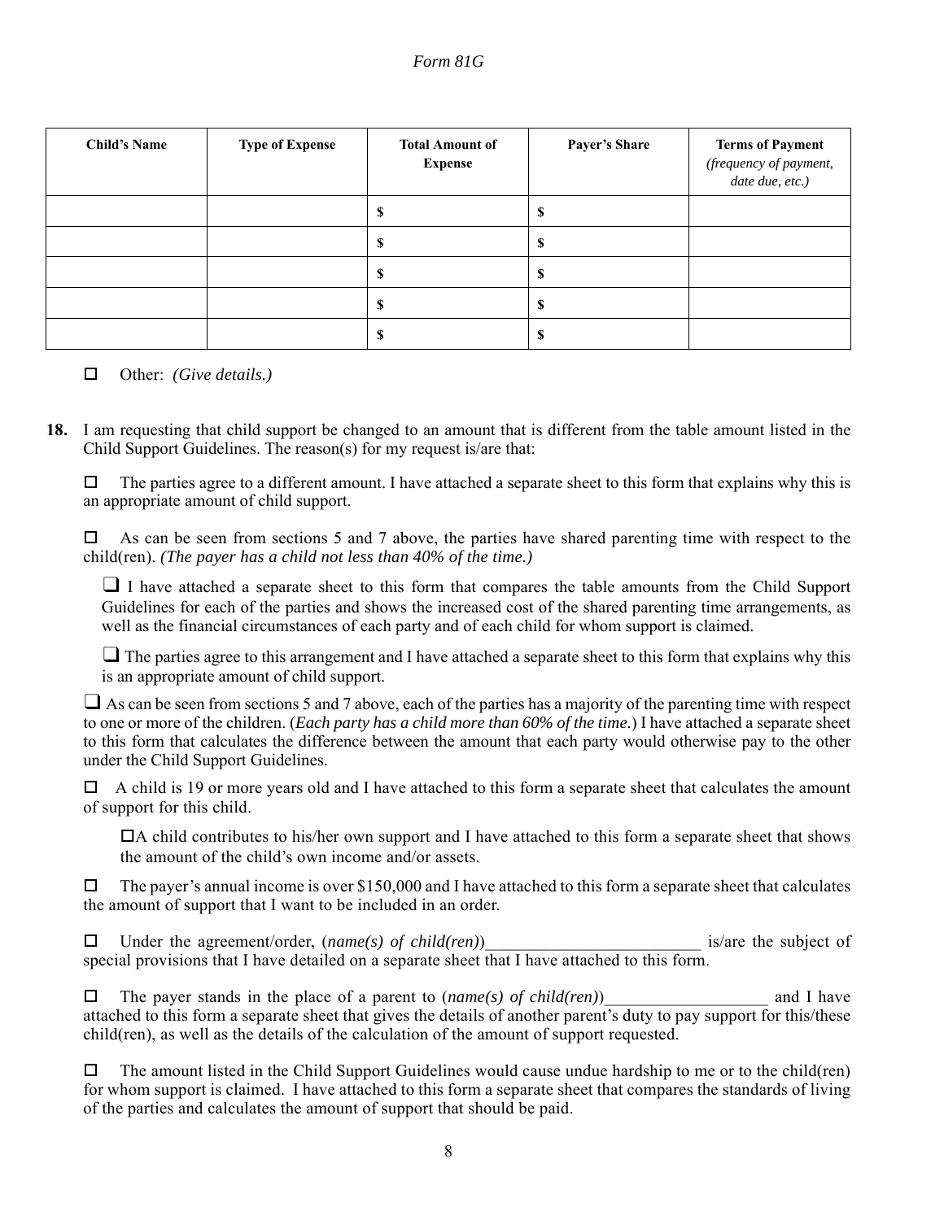| **Child's Name** | **Type of Expense** | **Total Amount of Expense** | **Payer's Share** | **Terms of Payment** *(frequency of payment, date due, etc.)* |
|---|---|---|---|---|
| | | $ | $ | |
| | | $ | $ | |
| | | $ | $ | |
| | | $ | $ | |
| | | $ | $ | |

☐ Other: *(Give details.)*

**18.** I am requesting that child support be changed to an amount that is different from the table amount listed in the Child Support Guidelines. The reason(s) for my request is/are that:

☐ The parties agree to a different amount. I have attached a separate sheet to this form that explains why this is an appropriate amount of child support.

☐ As can be seen from sections 5 and 7 above, the parties have shared parenting time with respect to the child(ren). *(The payer has a child not less than 40% of the time.)*

> ☐ I have attached a separate sheet to this form that compares the table amounts from the Child Support Guidelines for each of the parties and shows the increased cost of the shared parenting time arrangements, as well as the financial circumstances of each party and of each child for whom support is claimed.
>
> ☐ The parties agree to this arrangement and I have attached a separate sheet to this form that explains why this is an appropriate amount of child support.

☐ As can be seen from sections 5 and 7 above, each of the parties has a majority of the parenting time with respect to one or more of the children. (*Each party has a child more than 60% of the time.*) I have attached a separate sheet to this form that calculates the difference between the amount that each party would otherwise pay to the other under the Child Support Guidelines.

☐ A child is 19 or more years old and I have attached to this form a separate sheet that calculates the amount of support for this child.

> ☐A child contributes to his/her own support and I have attached to this form a separate sheet that shows the amount of the child's own income and/or assets.

☐ The payer's annual income is over $150,000 and I have attached to this form a separate sheet that calculates the amount of support that I want to be included in an order.

☐ Under the agreement/order, (*name(s) of child(ren)*)_________________________ is/are the subject of special provisions that I have detailed on a separate sheet that I have attached to this form.

☐ The payer stands in the place of a parent to (*name(s) of child(ren)*)___________________ and I have attached to this form a separate sheet that gives the details of another parent's duty to pay support for this/these child(ren), as well as the details of the calculation of the amount of support requested.

☐ The amount listed in the Child Support Guidelines would cause undue hardship to me or to the child(ren) for whom support is claimed. I have attached to this form a separate sheet that compares the standards of living of the parties and calculates the amount of support that should be paid.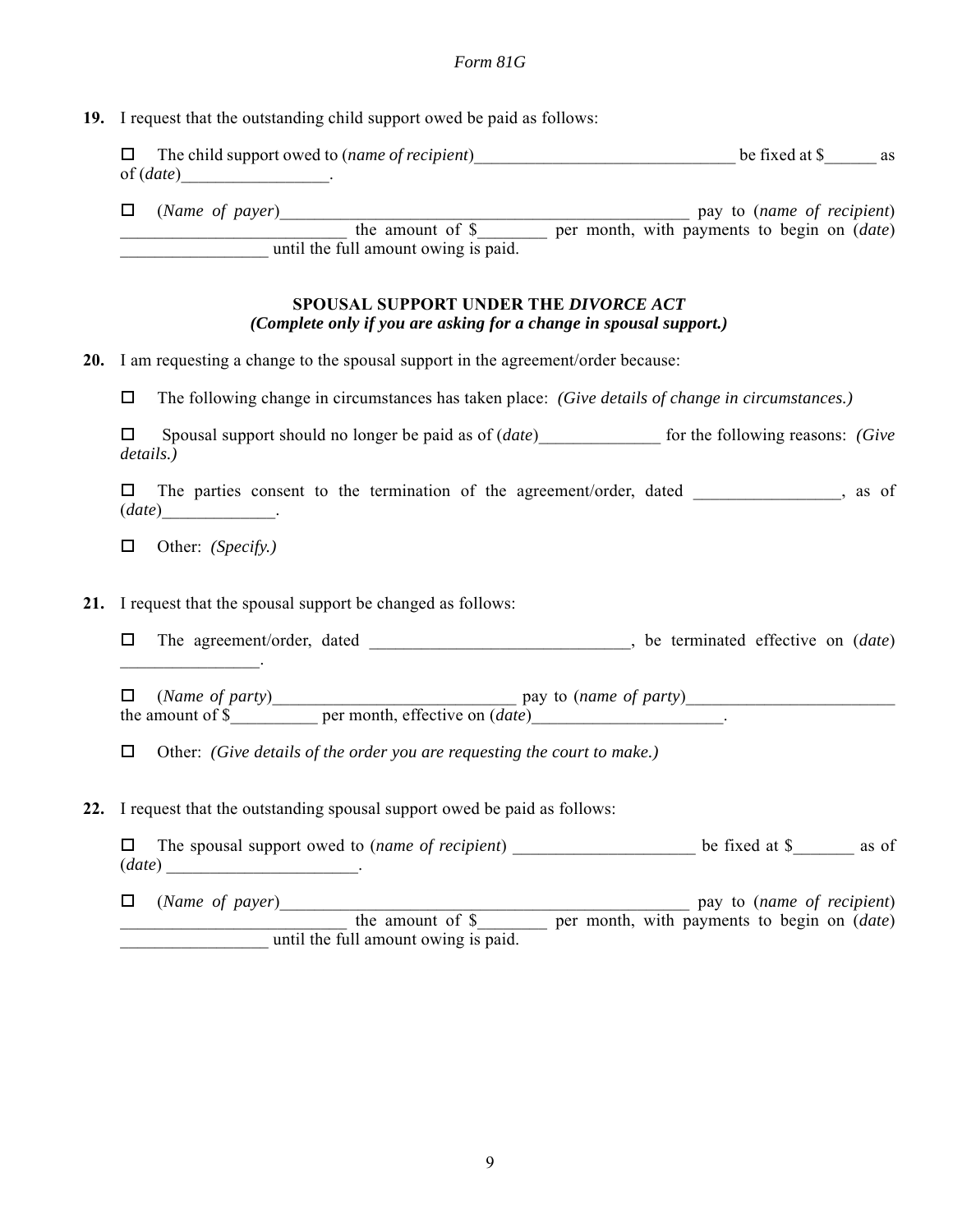**19.** I request that the outstanding child support owed be paid as follows:

☐ The child support owed to (*name of recipient*)_______________________________ be fixed at $______ as of (*date*)_________________.

☐ (*Name of payer*)_________________________________________________ pay to (*name of recipient*) __________________________ the amount of $________ per month, with payments to begin on (*date*) _________________ until the full amount owing is paid.

### SPOUSAL SUPPORT UNDER THE *DIVORCE ACT*

***(Complete only if you are asking for a change in spousal support.)***

**20.** I am requesting a change to the spousal support in the agreement/order because:

☐ The following change in circumstances has taken place: *(Give details of change in circumstances.)*

☐ Spousal support should no longer be paid as of (*date*)______________ for the following reasons: *(Give details.)*

☐ The parties consent to the termination of the agreement/order, dated _________________, as of (*date*)_____________.

☐ Other: *(Specify.)*

**21.** I request that the spousal support be changed as follows:

☐ The agreement/order, dated ______________________________, be terminated effective on (*date*) ________________.

☐ (*Name of party*)_____________________________ pay to (*name of party*)_________________________ the amount of $__________ per month, effective on (*date*)______________________.

☐ Other: *(Give details of the order you are requesting the court to make.)*

**22.** I request that the outstanding spousal support owed be paid as follows:

☐ The spousal support owed to (*name of recipient*) _____________________ be fixed at $_______ as of (*date*) ______________________.

☐ (*Name of payer*)_________________________________________________ pay to (*name of recipient*) __________________________ the amount of $________ per month, with payments to begin on (*date*) _________________ until the full amount owing is paid.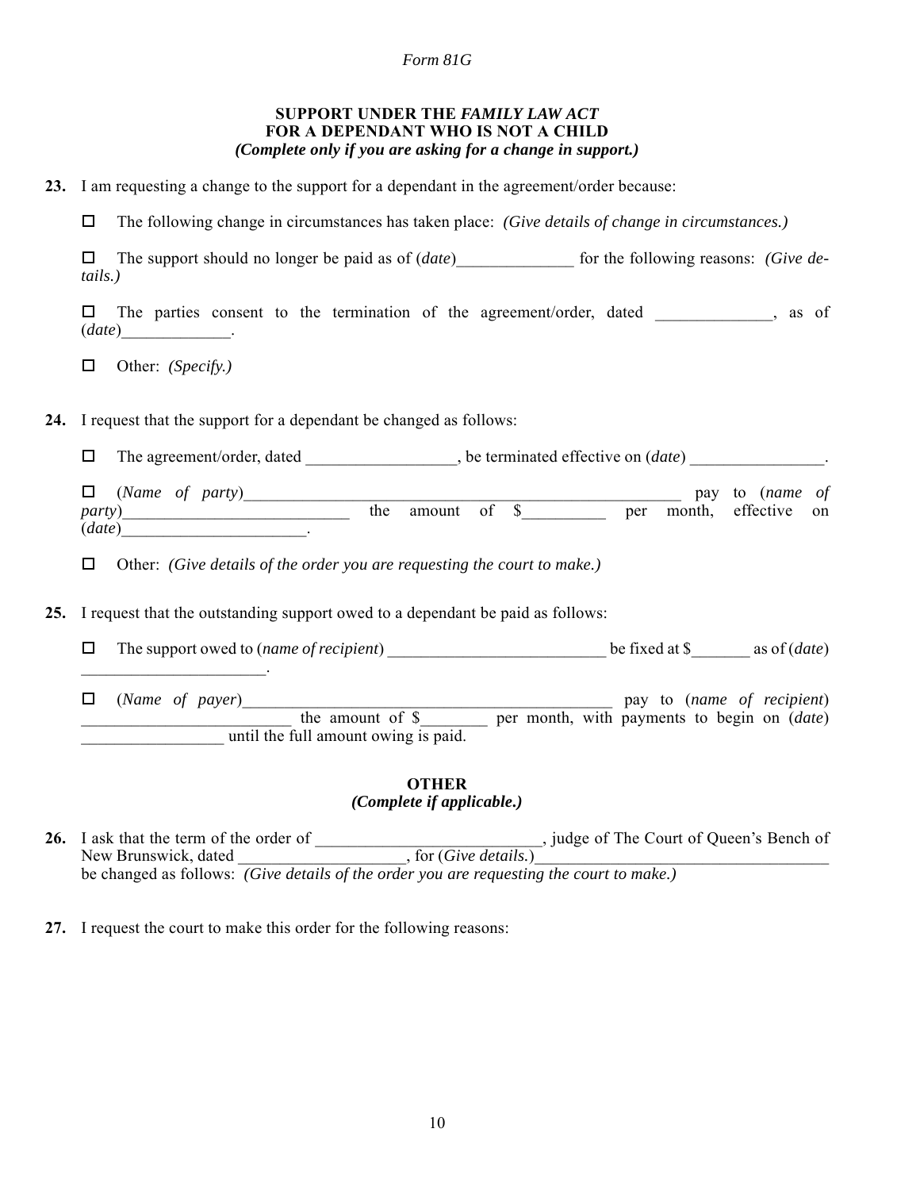*Form 81G*

**SUPPORT UNDER THE *FAMILY LAW ACT***
**FOR A DEPENDANT WHO IS NOT A CHILD**
***(Complete only if you are asking for a change in support.)***

**23.** I am requesting a change to the support for a dependant in the agreement/order because:

☐ The following change in circumstances has taken place: *(Give details of change in circumstances.)*

☐ The support should no longer be paid as of (*date*)______________ for the following reasons: *(Give details.)*

☐ The parties consent to the termination of the agreement/order, dated ______________, as of (*date*)_____________.

☐ Other: *(Specify.)*

**24.** I request that the support for a dependant be changed as follows:

☐ The agreement/order, dated __________________, be terminated effective on (*date*) ________________.

☐ (*Name of party*)______________________________________________________ pay to (*name of party*)___________________________ the amount of $__________ per month, effective on (*date*)_______________________.

☐ Other: *(Give details of the order you are requesting the court to make.)*

**25.** I request that the outstanding support owed to a dependant be paid as follows:

☐ The support owed to (*name of recipient*) ___________________________ be fixed at $_______ as of (*date*) _______________________.

☐ (*Name of payer*)_______________________________________________ pay to (*name of recipient*) _________________________ the amount of $________ per month, with payments to begin on (*date*) _________________ until the full amount owing is paid.

**OTHER**
***(Complete if applicable.)***

**26.** I ask that the term of the order of ___________________________, judge of The Court of Queen's Bench of New Brunswick, dated ____________________, for (*Give details.*)___________________________________ be changed as follows: *(Give details of the order you are requesting the court to make.)*

**27.** I request the court to make this order for the following reasons: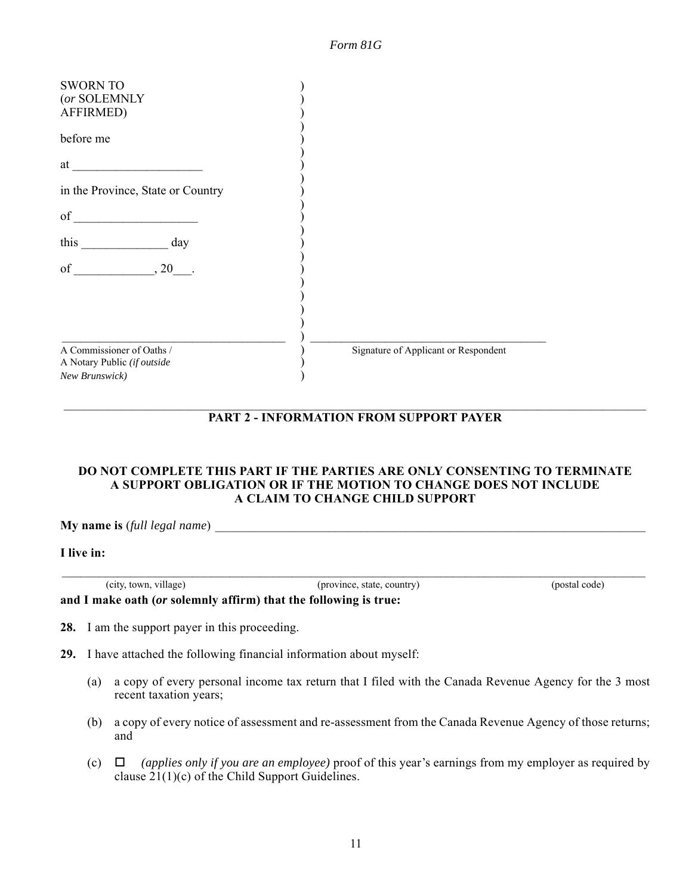*Form 81G*

| | |
|---|---|
| SWORN TO (*or* SOLEMNLY AFFIRMED) | |
| before me | |
| at ____________________ | |
| in the Province, State or Country | |
| of ___________________ | |
| this ______________ day | |
| of _____________, 20___. | |
| _____________________________________ | _____________________________________ |
| A Commissioner of Oaths / A Notary Public *(if outside New Brunswick)* | Signature of Applicant or Respondent |

---

**PART 2 - INFORMATION FROM SUPPORT PAYER**

**DO NOT COMPLETE THIS PART IF THE PARTIES ARE ONLY CONSENTING TO TERMINATE A SUPPORT OBLIGATION OR IF THE MOTION TO CHANGE DOES NOT INCLUDE A CLAIM TO CHANGE CHILD SUPPORT**

**My name is** (*full legal name*) _______________________________________________

**I live in:**

_______________________________________________________________________________
(city, town, village) (province, state, country) (postal code)

**and I make oath (*or* solemnly affirm) that the following is true:**

**28.** I am the support payer in this proceeding.

**29.** I have attached the following financial information about myself:

(a) a copy of every personal income tax return that I filed with the Canada Revenue Agency for the 3 most recent taxation years;

(b) a copy of every notice of assessment and re-assessment from the Canada Revenue Agency of those returns; and

(c) ☐ *(applies only if you are an employee)* proof of this year's earnings from my employer as required by clause 21(1)(c) of the Child Support Guidelines.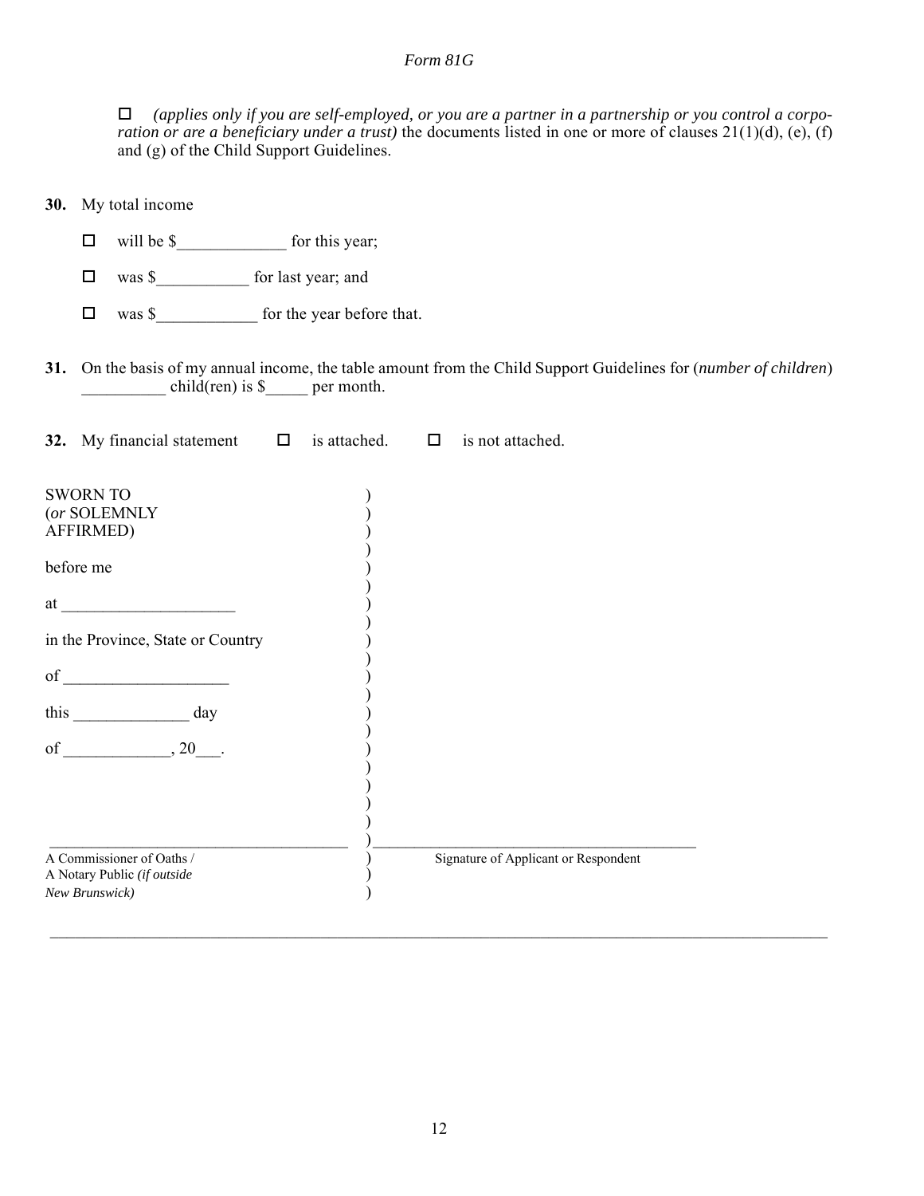*Form 81G*

☐ *(applies only if you are self-employed, or you are a partner in a partnership or you control a corporation or are a beneficiary under a trust)* the documents listed in one or more of clauses 21(1)(d), (e), (f) and (g) of the Child Support Guidelines.

**30.** My total income

☐ will be $_____________ for this year;

☐ was $___________ for last year; and

☐ was $____________ for the year before that.

**31.** On the basis of my annual income, the table amount from the Child Support Guidelines for (*number of children*) __________ child(ren) is $_____ per month.

**32.** My financial statement ☐ is attached. ☐ is not attached.

SWORN TO (*or* SOLEMNLY AFFIRMED)

before me

at _____________________

in the Province, State or Country

of ____________________

this ______________ day

of _____________, 20___.

______________________________________
A Commissioner of Oaths / A Notary Public *(if outside New Brunswick)*

__________________________________________
Signature of Applicant or Respondent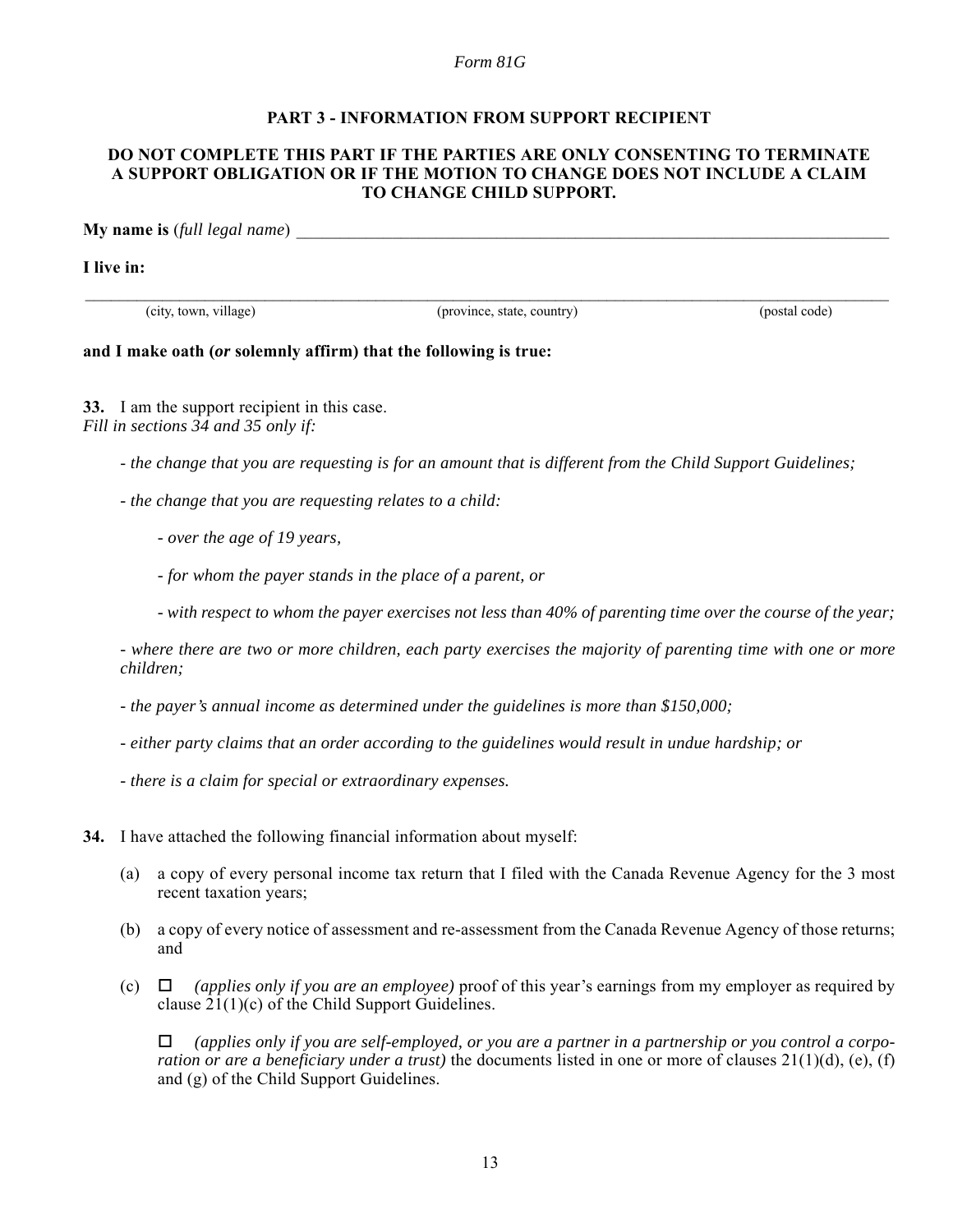*Form 81G*

**PART 3 - INFORMATION FROM SUPPORT RECIPIENT**

**DO NOT COMPLETE THIS PART IF THE PARTIES ARE ONLY CONSENTING TO TERMINATE A SUPPORT OBLIGATION OR IF THE MOTION TO CHANGE DOES NOT INCLUDE A CLAIM TO CHANGE CHILD SUPPORT.**

**My name is** (*full legal name*) ____________________________________________

**I live in:**

____________________________________________

(city, town, village) (province, state, country) (postal code)

**and I make oath (*or* solemnly affirm) that the following is true:**

**33.** I am the support recipient in this case.
*Fill in sections 34 and 35 only if:*

- *the change that you are requesting is for an amount that is different from the Child Support Guidelines;*
- *the change that you are requesting relates to a child:*
  - *over the age of 19 years,*
  - *for whom the payer stands in the place of a parent, or*
  - *with respect to whom the payer exercises not less than 40% of parenting time over the course of the year;*
- *where there are two or more children, each party exercises the majority of parenting time with one or more children;*
- *the payer's annual income as determined under the guidelines is more than $150,000;*
- *either party claims that an order according to the guidelines would result in undue hardship; or*
- *there is a claim for special or extraordinary expenses.*

**34.** I have attached the following financial information about myself:

(a) a copy of every personal income tax return that I filed with the Canada Revenue Agency for the 3 most recent taxation years;

(b) a copy of every notice of assessment and re-assessment from the Canada Revenue Agency of those returns; and

(c) ☐ *(applies only if you are an employee)* proof of this year's earnings from my employer as required by clause 21(1)(c) of the Child Support Guidelines.

☐ *(applies only if you are self-employed, or you are a partner in a partnership or you control a corporation or are a beneficiary under a trust)* the documents listed in one or more of clauses 21(1)(d), (e), (f) and (g) of the Child Support Guidelines.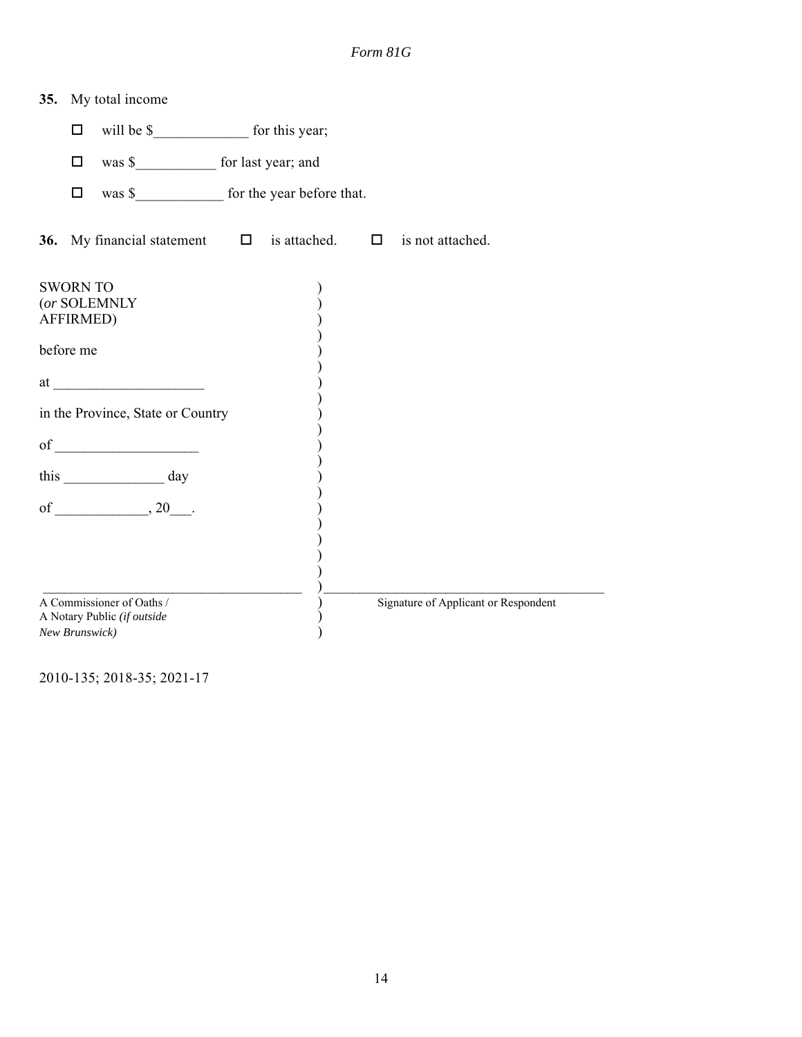*Form 81G*

**35.** My total income

- ☐ will be $_____________ for this year;
- ☐ was $___________ for last year; and
- ☐ was $____________ for the year before that.

**36.** My financial statement ☐ is attached. ☐ is not attached.

| | | |
|---|---|---|
| SWORN TO (*or* SOLEMNLY AFFIRMED) | ) | |
| before me | ) | |
| at ____________________ | ) | |
| in the Province, State or Country | ) | |
| of ___________________ | ) | |
| this ______________ day | ) | |
| of _____________, 20___. | ) | |
| ______________________________________ | ) | ______________________________________ |
| A Commissioner of Oaths / A Notary Public *(if outside New Brunswick)* | ) | Signature of Applicant or Respondent |

2010-135; 2018-35; 2021-17